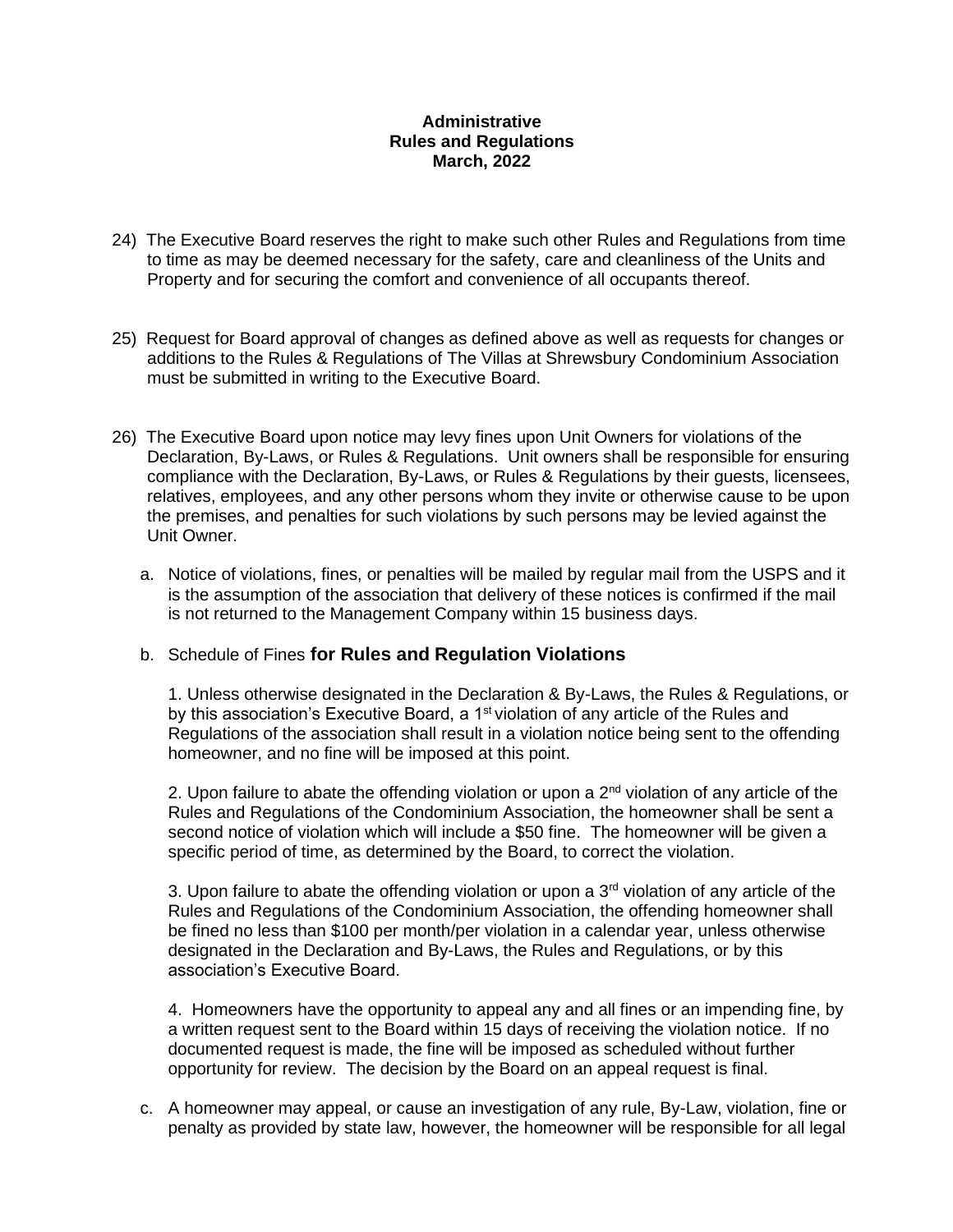**Administrative**
**Rules and Regulations**
**March, 2022**

24) The Executive Board reserves the right to make such other Rules and Regulations from time to time as may be deemed necessary for the safety, care and cleanliness of the Units and Property and for securing the comfort and convenience of all occupants thereof.

25) Request for Board approval of changes as defined above as well as requests for changes or additions to the Rules & Regulations of The Villas at Shrewsbury Condominium Association must be submitted in writing to the Executive Board.

26) The Executive Board upon notice may levy fines upon Unit Owners for violations of the Declaration, By-Laws, or Rules & Regulations. Unit owners shall be responsible for ensuring compliance with the Declaration, By-Laws, or Rules & Regulations by their guests, licensees, relatives, employees, and any other persons whom they invite or otherwise cause to be upon the premises, and penalties for such violations by such persons may be levied against the Unit Owner.

   a. Notice of violations, fines, or penalties will be mailed by regular mail from the USPS and it is the assumption of the association that delivery of these notices is confirmed if the mail is not returned to the Management Company within 15 business days.

   b. Schedule of Fines **for Rules and Regulation Violations**

      1. Unless otherwise designated in the Declaration & By-Laws, the Rules & Regulations, or by this association's Executive Board, a 1st violation of any article of the Rules and Regulations of the association shall result in a violation notice being sent to the offending homeowner, and no fine will be imposed at this point.

      2. Upon failure to abate the offending violation or upon a 2nd violation of any article of the Rules and Regulations of the Condominium Association, the homeowner shall be sent a second notice of violation which will include a $50 fine. The homeowner will be given a specific period of time, as determined by the Board, to correct the violation.

      3. Upon failure to abate the offending violation or upon a 3rd violation of any article of the Rules and Regulations of the Condominium Association, the offending homeowner shall be fined no less than $100 per month/per violation in a calendar year, unless otherwise designated in the Declaration and By-Laws, the Rules and Regulations, or by this association's Executive Board.

      4. Homeowners have the opportunity to appeal any and all fines or an impending fine, by a written request sent to the Board within 15 days of receiving the violation notice. If no documented request is made, the fine will be imposed as scheduled without further opportunity for review. The decision by the Board on an appeal request is final.

   c. A homeowner may appeal, or cause an investigation of any rule, By-Law, violation, fine or penalty as provided by state law, however, the homeowner will be responsible for all legal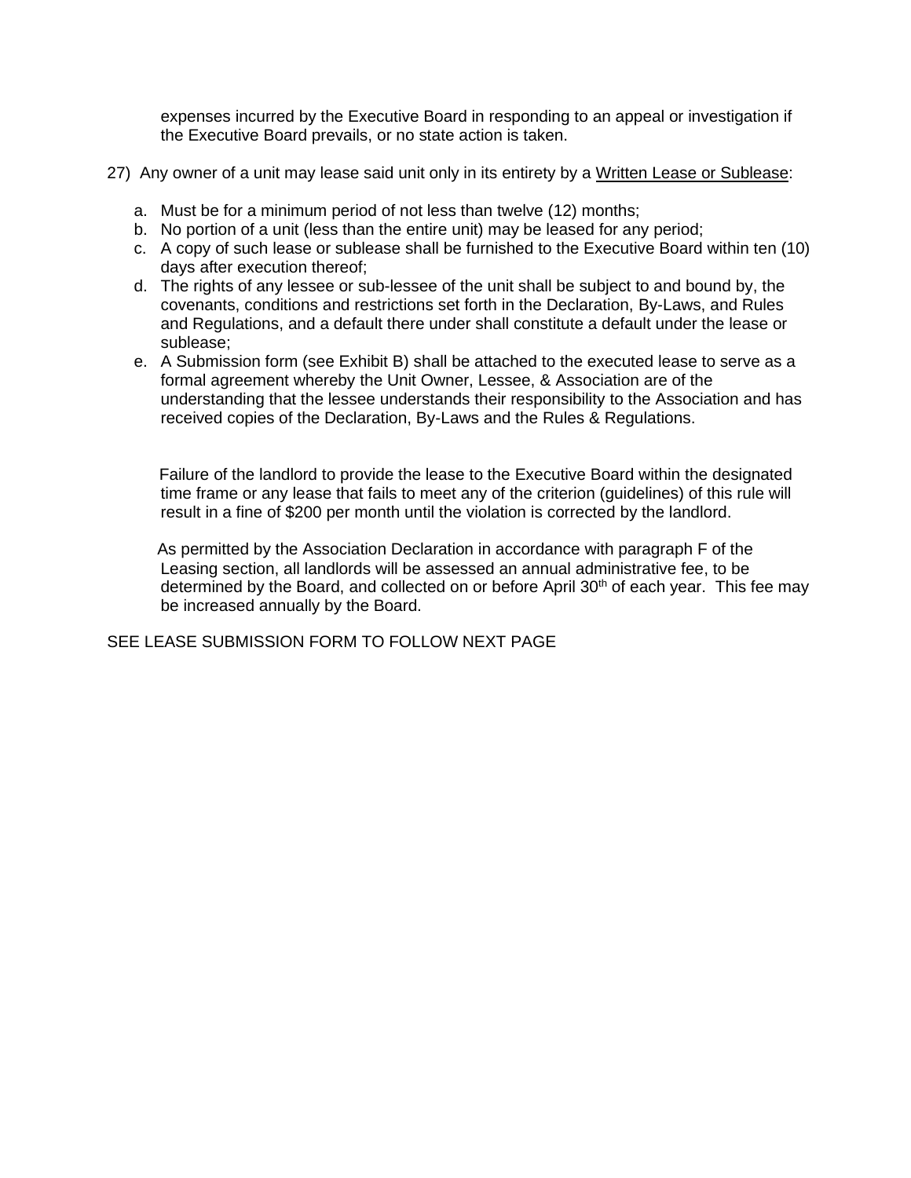expenses incurred by the Executive Board in responding to an appeal or investigation if the Executive Board prevails, or no state action is taken.

27) Any owner of a unit may lease said unit only in its entirety by a <u>Written Lease or Sublease</u>:

a. Must be for a minimum period of not less than twelve (12) months;
b. No portion of a unit (less than the entire unit) may be leased for any period;
c. A copy of such lease or sublease shall be furnished to the Executive Board within ten (10) days after execution thereof;
d. The rights of any lessee or sub-lessee of the unit shall be subject to and bound by, the covenants, conditions and restrictions set forth in the Declaration, By-Laws, and Rules and Regulations, and a default there under shall constitute a default under the lease or sublease;
e. A Submission form (see Exhibit B) shall be attached to the executed lease to serve as a formal agreement whereby the Unit Owner, Lessee, & Association are of the understanding that the lessee understands their responsibility to the Association and has received copies of the Declaration, By-Laws and the Rules & Regulations.

Failure of the landlord to provide the lease to the Executive Board within the designated time frame or any lease that fails to meet any of the criterion (guidelines) of this rule will result in a fine of $200 per month until the violation is corrected by the landlord.

As permitted by the Association Declaration in accordance with paragraph F of the Leasing section, all landlords will be assessed an annual administrative fee, to be determined by the Board, and collected on or before April 30th of each year. This fee may be increased annually by the Board.

SEE LEASE SUBMISSION FORM TO FOLLOW NEXT PAGE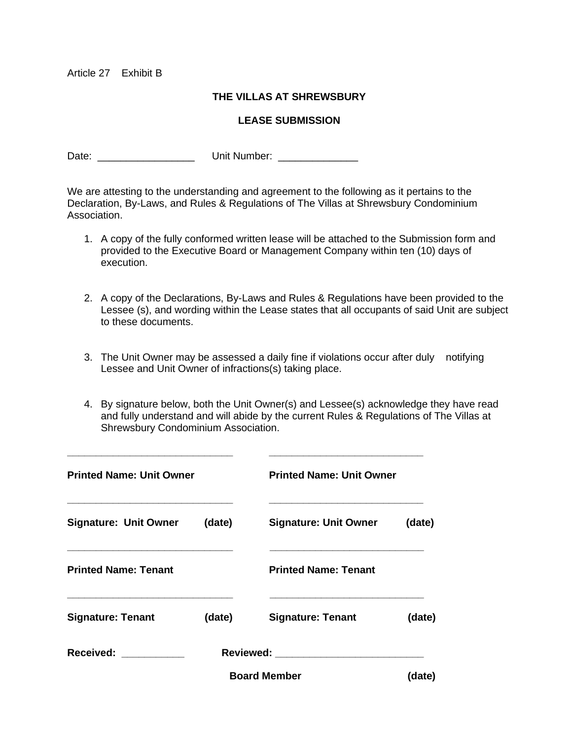Article 27 Exhibit B

**THE VILLAS AT SHREWSBURY**

**LEASE SUBMISSION**

Date: _________________ Unit Number: ______________

We are attesting to the understanding and agreement to the following as it pertains to the Declaration, By-Laws, and Rules & Regulations of The Villas at Shrewsbury Condominium Association.

1. A copy of the fully conformed written lease will be attached to the Submission form and provided to the Executive Board or Management Company within ten (10) days of execution.

2. A copy of the Declarations, By-Laws and Rules & Regulations have been provided to the Lessee (s), and wording within the Lease states that all occupants of said Unit are subject to these documents.

3. The Unit Owner may be assessed a daily fine if violations occur after duly notifying Lessee and Unit Owner of infractions(s) taking place.

4. By signature below, both the Unit Owner(s) and Lessee(s) acknowledge they have read and fully understand and will abide by the current Rules & Regulations of The Villas at Shrewsbury Condominium Association.

| | |
|---|---|
| ______________________________ | ______________________________ |
| **Printed Name: Unit Owner** | **Printed Name: Unit Owner** |
| ______________________________ | ______________________________ |
| **Signature: Unit Owner (date)** | **Signature: Unit Owner (date)** |
| ______________________________ | ______________________________ |
| **Printed Name: Tenant** | **Printed Name: Tenant** |
| ______________________________ | ______________________________ |
| **Signature: Tenant (date)** | **Signature: Tenant (date)** |

**Received: ___________** **Reviewed: __________________________**

**Board Member (date)**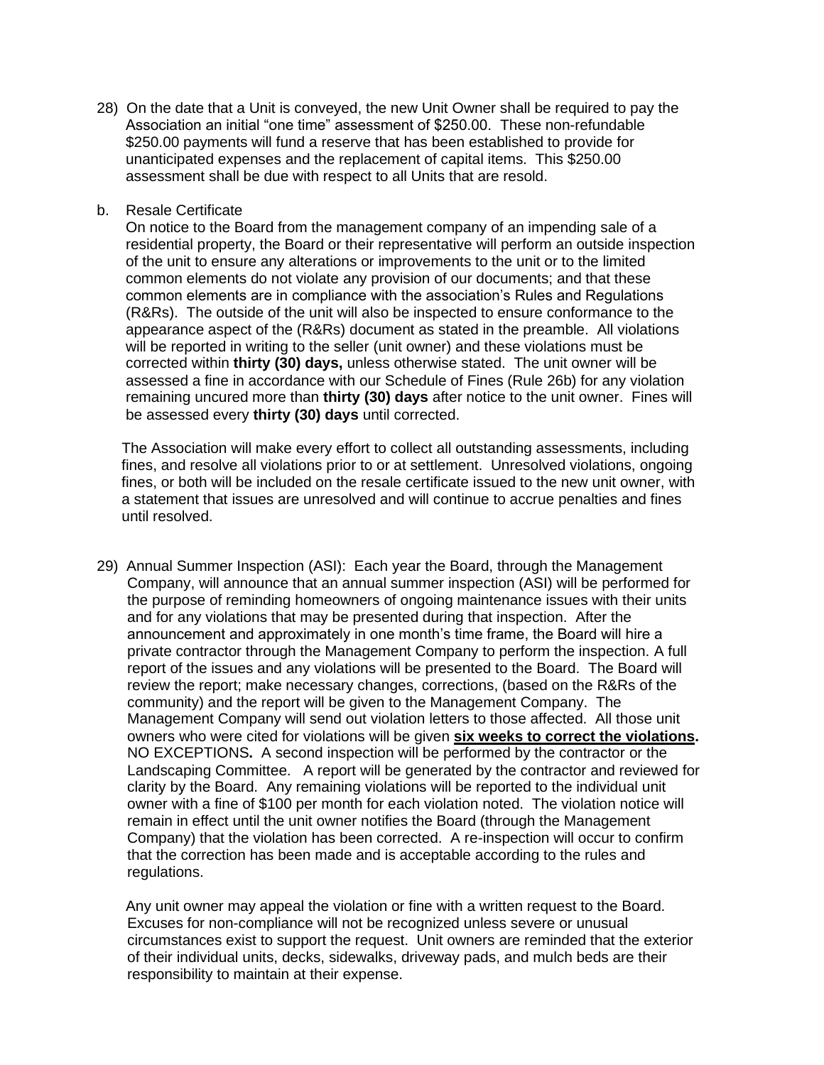28) On the date that a Unit is conveyed, the new Unit Owner shall be required to pay the Association an initial "one time" assessment of $250.00. These non-refundable $250.00 payments will fund a reserve that has been established to provide for unanticipated expenses and the replacement of capital items. This $250.00 assessment shall be due with respect to all Units that are resold.

b. Resale Certificate

On notice to the Board from the management company of an impending sale of a residential property, the Board or their representative will perform an outside inspection of the unit to ensure any alterations or improvements to the unit or to the limited common elements do not violate any provision of our documents; and that these common elements are in compliance with the association's Rules and Regulations (R&Rs). The outside of the unit will also be inspected to ensure conformance to the appearance aspect of the (R&Rs) document as stated in the preamble. All violations will be reported in writing to the seller (unit owner) and these violations must be corrected within **thirty (30) days,** unless otherwise stated. The unit owner will be assessed a fine in accordance with our Schedule of Fines (Rule 26b) for any violation remaining uncured more than **thirty (30) days** after notice to the unit owner. Fines will be assessed every **thirty (30) days** until corrected.

The Association will make every effort to collect all outstanding assessments, including fines, and resolve all violations prior to or at settlement. Unresolved violations, ongoing fines, or both will be included on the resale certificate issued to the new unit owner, with a statement that issues are unresolved and will continue to accrue penalties and fines until resolved.

29) Annual Summer Inspection (ASI): Each year the Board, through the Management Company, will announce that an annual summer inspection (ASI) will be performed for the purpose of reminding homeowners of ongoing maintenance issues with their units and for any violations that may be presented during that inspection. After the announcement and approximately in one month's time frame, the Board will hire a private contractor through the Management Company to perform the inspection. A full report of the issues and any violations will be presented to the Board. The Board will review the report; make necessary changes, corrections, (based on the R&Rs of the community) and the report will be given to the Management Company. The Management Company will send out violation letters to those affected. All those unit owners who were cited for violations will be given **<u>six weeks to correct the violations</u>.** NO EXCEPTIONS**.** A second inspection will be performed by the contractor or the Landscaping Committee. A report will be generated by the contractor and reviewed for clarity by the Board. Any remaining violations will be reported to the individual unit owner with a fine of $100 per month for each violation noted. The violation notice will remain in effect until the unit owner notifies the Board (through the Management Company) that the violation has been corrected. A re-inspection will occur to confirm that the correction has been made and is acceptable according to the rules and regulations.

Any unit owner may appeal the violation or fine with a written request to the Board. Excuses for non-compliance will not be recognized unless severe or unusual circumstances exist to support the request. Unit owners are reminded that the exterior of their individual units, decks, sidewalks, driveway pads, and mulch beds are their responsibility to maintain at their expense.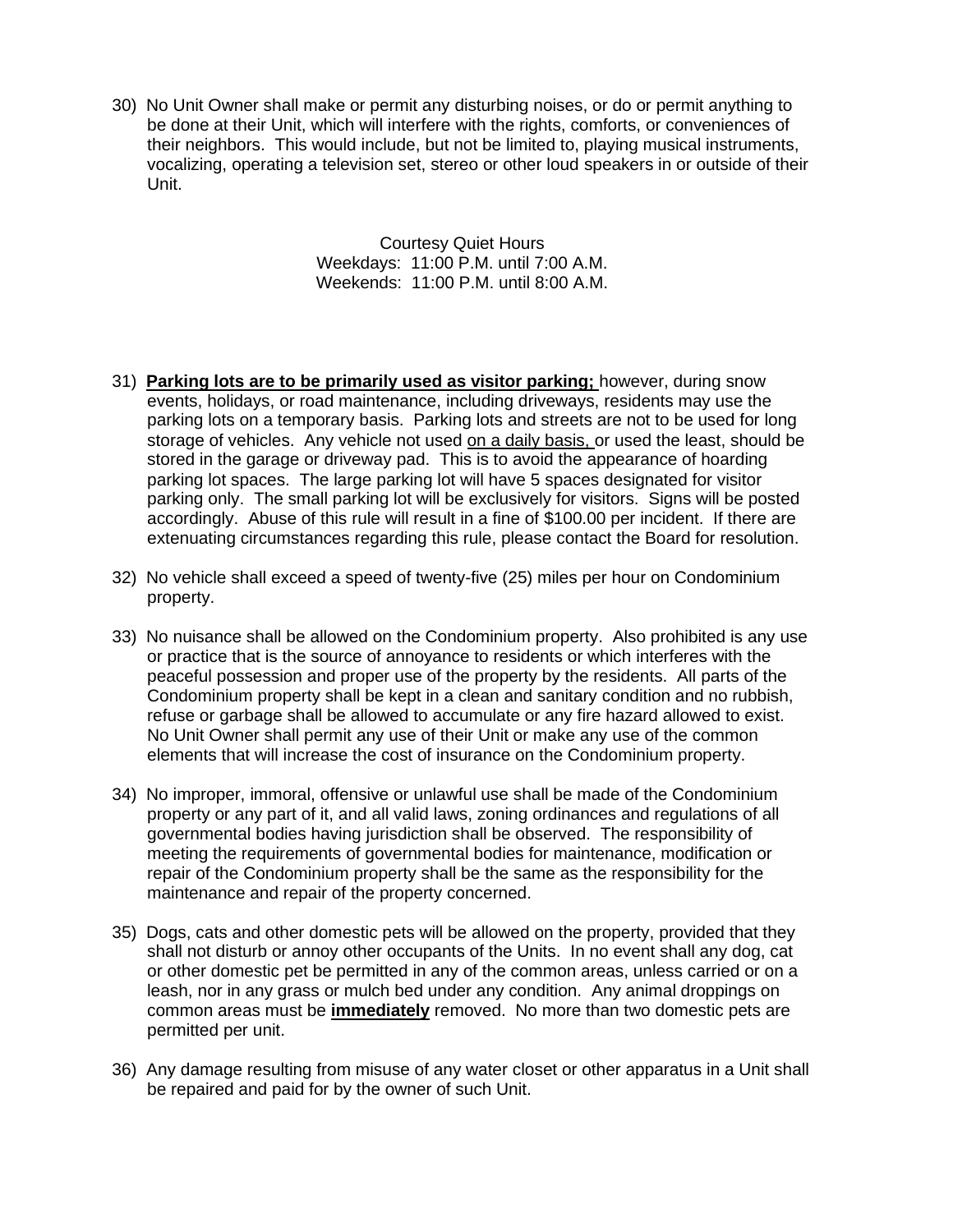30) No Unit Owner shall make or permit any disturbing noises, or do or permit anything to be done at their Unit, which will interfere with the rights, comforts, or conveniences of their neighbors. This would include, but not be limited to, playing musical instruments, vocalizing, operating a television set, stereo or other loud speakers in or outside of their Unit.

Courtesy Quiet Hours
Weekdays: 11:00 P.M. until 7:00 A.M.
Weekends: 11:00 P.M. until 8:00 A.M.

31) **<u>Parking lots are to be primarily used as visitor parking;</u>** however, during snow events, holidays, or road maintenance, including driveways, residents may use the parking lots on a temporary basis. Parking lots and streets are not to be used for long storage of vehicles. Any vehicle not used <u>on a daily basis,</u> or used the least, should be stored in the garage or driveway pad. This is to avoid the appearance of hoarding parking lot spaces. The large parking lot will have 5 spaces designated for visitor parking only. The small parking lot will be exclusively for visitors. Signs will be posted accordingly. Abuse of this rule will result in a fine of $100.00 per incident. If there are extenuating circumstances regarding this rule, please contact the Board for resolution.

32) No vehicle shall exceed a speed of twenty-five (25) miles per hour on Condominium property.

33) No nuisance shall be allowed on the Condominium property. Also prohibited is any use or practice that is the source of annoyance to residents or which interferes with the peaceful possession and proper use of the property by the residents. All parts of the Condominium property shall be kept in a clean and sanitary condition and no rubbish, refuse or garbage shall be allowed to accumulate or any fire hazard allowed to exist. No Unit Owner shall permit any use of their Unit or make any use of the common elements that will increase the cost of insurance on the Condominium property.

34) No improper, immoral, offensive or unlawful use shall be made of the Condominium property or any part of it, and all valid laws, zoning ordinances and regulations of all governmental bodies having jurisdiction shall be observed. The responsibility of meeting the requirements of governmental bodies for maintenance, modification or repair of the Condominium property shall be the same as the responsibility for the maintenance and repair of the property concerned.

35) Dogs, cats and other domestic pets will be allowed on the property, provided that they shall not disturb or annoy other occupants of the Units. In no event shall any dog, cat or other domestic pet be permitted in any of the common areas, unless carried or on a leash, nor in any grass or mulch bed under any condition. Any animal droppings on common areas must be **<u>immediately</u>** removed. No more than two domestic pets are permitted per unit.

36) Any damage resulting from misuse of any water closet or other apparatus in a Unit shall be repaired and paid for by the owner of such Unit.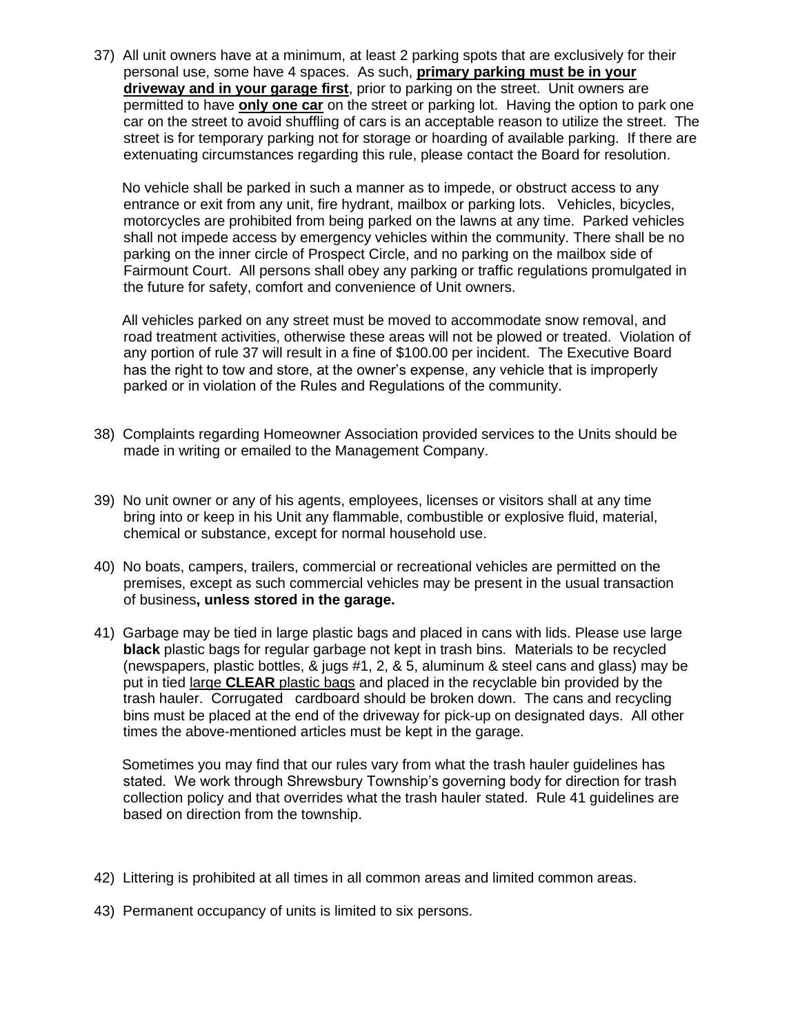37) All unit owners have at a minimum, at least 2 parking spots that are exclusively for their personal use, some have 4 spaces. As such, **primary parking must be in your driveway and in your garage first**, prior to parking on the street. Unit owners are permitted to have **only one car** on the street or parking lot. Having the option to park one car on the street to avoid shuffling of cars is an acceptable reason to utilize the street. The street is for temporary parking not for storage or hoarding of available parking. If there are extenuating circumstances regarding this rule, please contact the Board for resolution.

    No vehicle shall be parked in such a manner as to impede, or obstruct access to any entrance or exit from any unit, fire hydrant, mailbox or parking lots. Vehicles, bicycles, motorcycles are prohibited from being parked on the lawns at any time. Parked vehicles shall not impede access by emergency vehicles within the community. There shall be no parking on the inner circle of Prospect Circle, and no parking on the mailbox side of Fairmount Court. All persons shall obey any parking or traffic regulations promulgated in the future for safety, comfort and convenience of Unit owners.

    All vehicles parked on any street must be moved to accommodate snow removal, and road treatment activities, otherwise these areas will not be plowed or treated. Violation of any portion of rule 37 will result in a fine of $100.00 per incident. The Executive Board has the right to tow and store, at the owner's expense, any vehicle that is improperly parked or in violation of the Rules and Regulations of the community.

38) Complaints regarding Homeowner Association provided services to the Units should be made in writing or emailed to the Management Company.

39) No unit owner or any of his agents, employees, licenses or visitors shall at any time bring into or keep in his Unit any flammable, combustible or explosive fluid, material, chemical or substance, except for normal household use.

40) No boats, campers, trailers, commercial or recreational vehicles are permitted on the premises, except as such commercial vehicles may be present in the usual transaction of business**, unless stored in the garage.**

41) Garbage may be tied in large plastic bags and placed in cans with lids. Please use large **black** plastic bags for regular garbage not kept in trash bins. Materials to be recycled (newspapers, plastic bottles, & jugs #1, 2, & 5, aluminum & steel cans and glass) may be put in tied large **CLEAR** plastic bags and placed in the recyclable bin provided by the trash hauler. Corrugated cardboard should be broken down. The cans and recycling bins must be placed at the end of the driveway for pick-up on designated days. All other times the above-mentioned articles must be kept in the garage.

    Sometimes you may find that our rules vary from what the trash hauler guidelines has stated. We work through Shrewsbury Township's governing body for direction for trash collection policy and that overrides what the trash hauler stated. Rule 41 guidelines are based on direction from the township.

42) Littering is prohibited at all times in all common areas and limited common areas.

43) Permanent occupancy of units is limited to six persons.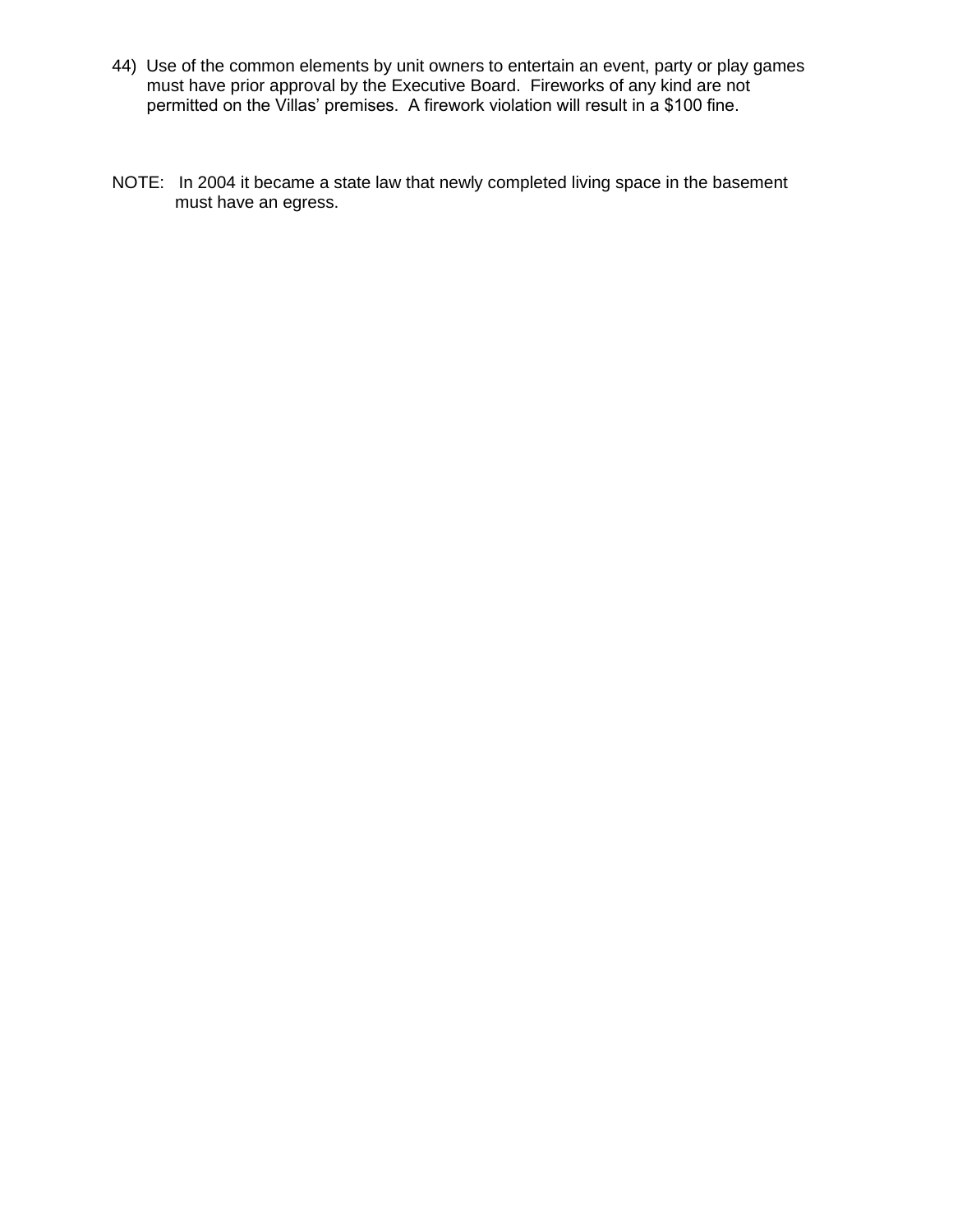44) Use of the common elements by unit owners to entertain an event, party or play games must have prior approval by the Executive Board. Fireworks of any kind are not permitted on the Villas' premises. A firework violation will result in a $100 fine.

NOTE: In 2004 it became a state law that newly completed living space in the basement must have an egress.